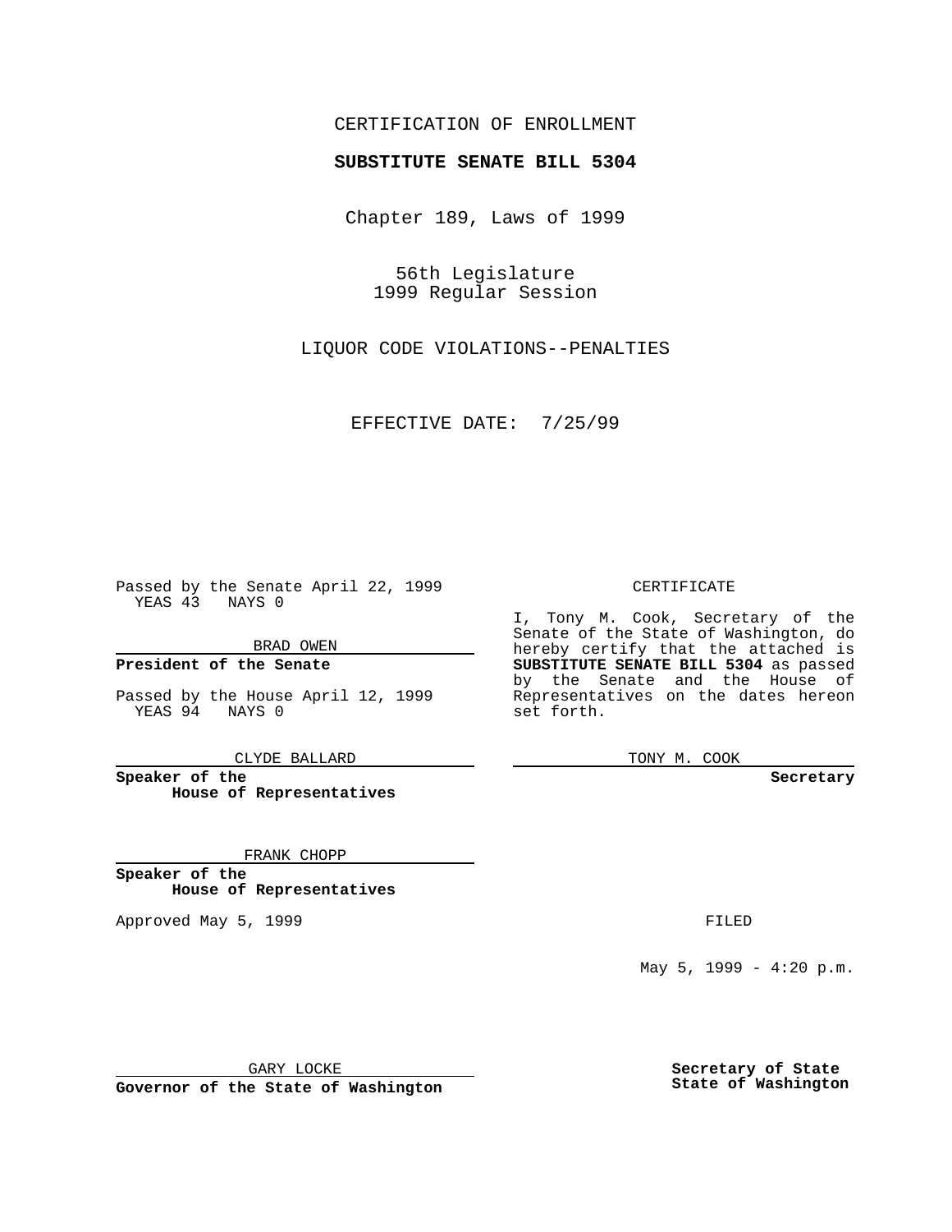CERTIFICATION OF ENROLLMENT

**SUBSTITUTE SENATE BILL 5304**

Chapter 189, Laws of 1999

56th Legislature
1999 Regular Session

LIQUOR CODE VIOLATIONS--PENALTIES

EFFECTIVE DATE: 7/25/99

Passed by the Senate April 22, 1999
YEAS 43 NAYS 0

BRAD OWEN

**President of the Senate**

Passed by the House April 12, 1999
YEAS 94 NAYS 0

CLYDE BALLARD

**Speaker of the House of Representatives**

FRANK CHOPP

**Speaker of the House of Representatives**

Approved May 5, 1999

GARY LOCKE

**Governor of the State of Washington**

CERTIFICATE

I, Tony M. Cook, Secretary of the Senate of the State of Washington, do hereby certify that the attached is **SUBSTITUTE SENATE BILL 5304** as passed by the Senate and the House of Representatives on the dates hereon set forth.

TONY M. COOK

**Secretary**

FILED

May 5, 1999 - 4:20 p.m.

**Secretary of State**
**State of Washington**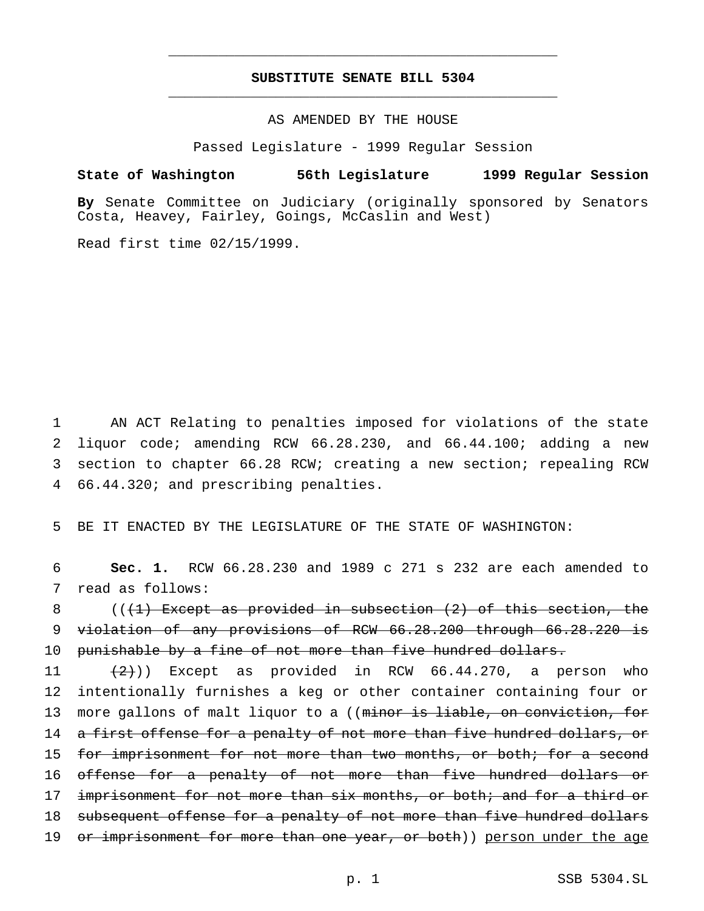## SUBSTITUTE SENATE BILL 5304

AS AMENDED BY THE HOUSE

Passed Legislature - 1999 Regular Session

**State of Washington 56th Legislature 1999 Regular Session**

**By** Senate Committee on Judiciary (originally sponsored by Senators Costa, Heavey, Fairley, Goings, McCaslin and West)

Read first time 02/15/1999.

AN ACT Relating to penalties imposed for violations of the state liquor code; amending RCW 66.28.230, and 66.44.100; adding a new section to chapter 66.28 RCW; creating a new section; repealing RCW 66.44.320; and prescribing penalties.

BE IT ENACTED BY THE LEGISLATURE OF THE STATE OF WASHINGTON:

**Sec. 1.** RCW 66.28.230 and 1989 c 271 s 232 are each amended to read as follows:

((~~(1) Except as provided in subsection (2) of this section, the violation of any provisions of RCW 66.28.200 through 66.28.220 is punishable by a fine of not more than five hundred dollars.~~

~~(2)~~)) Except as provided in RCW 66.44.270, a person who intentionally furnishes a keg or other container containing four or more gallons of malt liquor to a ((~~minor is liable, on conviction, for a first offense for a penalty of not more than five hundred dollars, or for imprisonment for not more than two months, or both; for a second offense for a penalty of not more than five hundred dollars or imprisonment for not more than six months, or both; and for a third or subsequent offense for a penalty of not more than five hundred dollars or imprisonment for more than one year, or both~~)) <u>person under the age</u>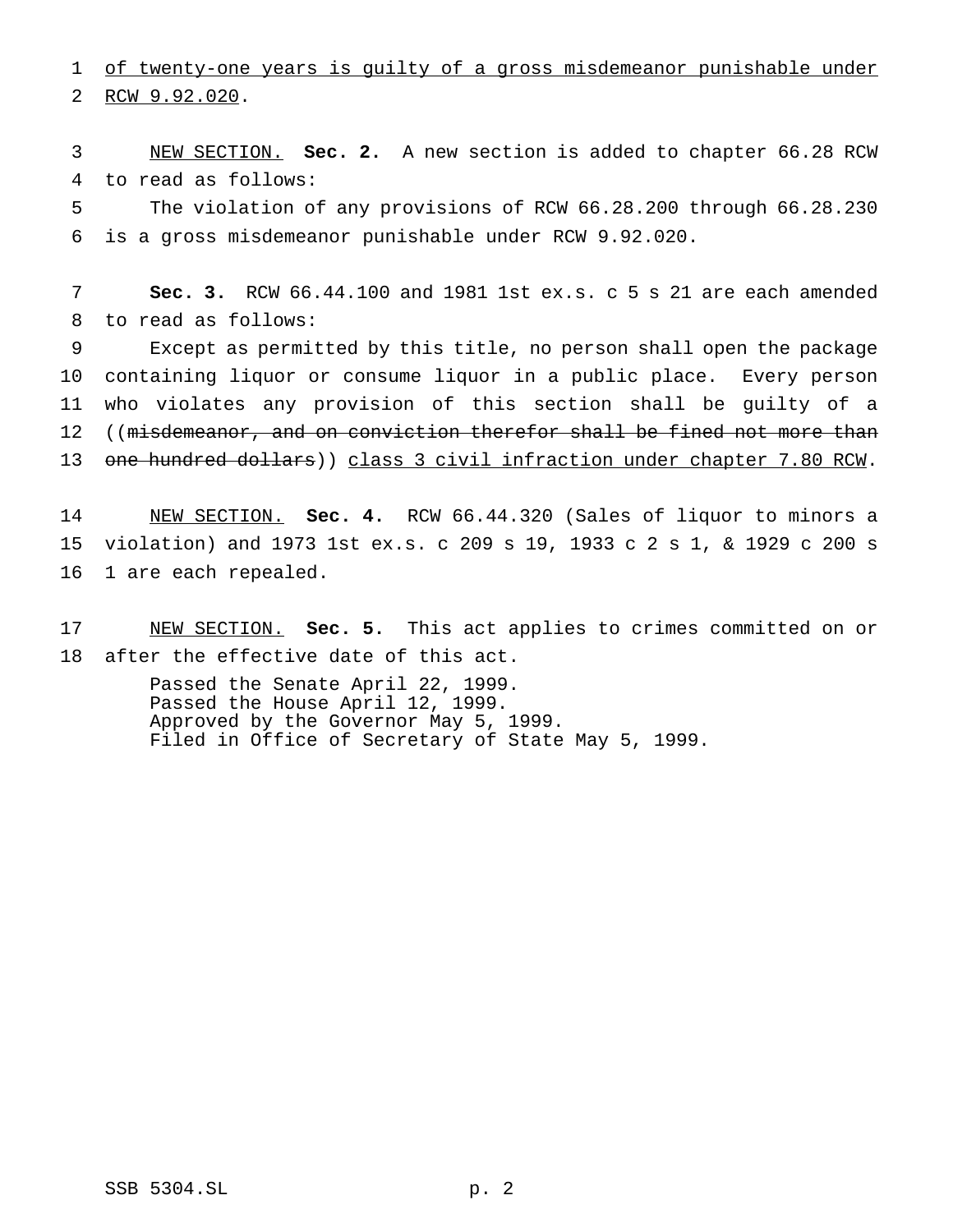of twenty-one years is guilty of a gross misdemeanor punishable under RCW 9.92.020.

NEW SECTION. **Sec. 2.** A new section is added to chapter 66.28 RCW to read as follows:

The violation of any provisions of RCW 66.28.200 through 66.28.230 is a gross misdemeanor punishable under RCW 9.92.020.

**Sec. 3.** RCW 66.44.100 and 1981 1st ex.s. c 5 s 21 are each amended to read as follows:

Except as permitted by this title, no person shall open the package containing liquor or consume liquor in a public place. Every person who violates any provision of this section shall be guilty of a ((~~misdemeanor, and on conviction therefor shall be fined not more than one hundred dollars~~)) class 3 civil infraction under chapter 7.80 RCW.

NEW SECTION. **Sec. 4.** RCW 66.44.320 (Sales of liquor to minors a violation) and 1973 1st ex.s. c 209 s 19, 1933 c 2 s 1, & 1929 c 200 s 1 are each repealed.

NEW SECTION. **Sec. 5.** This act applies to crimes committed on or after the effective date of this act.

Passed the Senate April 22, 1999.
Passed the House April 12, 1999.
Approved by the Governor May 5, 1999.
Filed in Office of Secretary of State May 5, 1999.